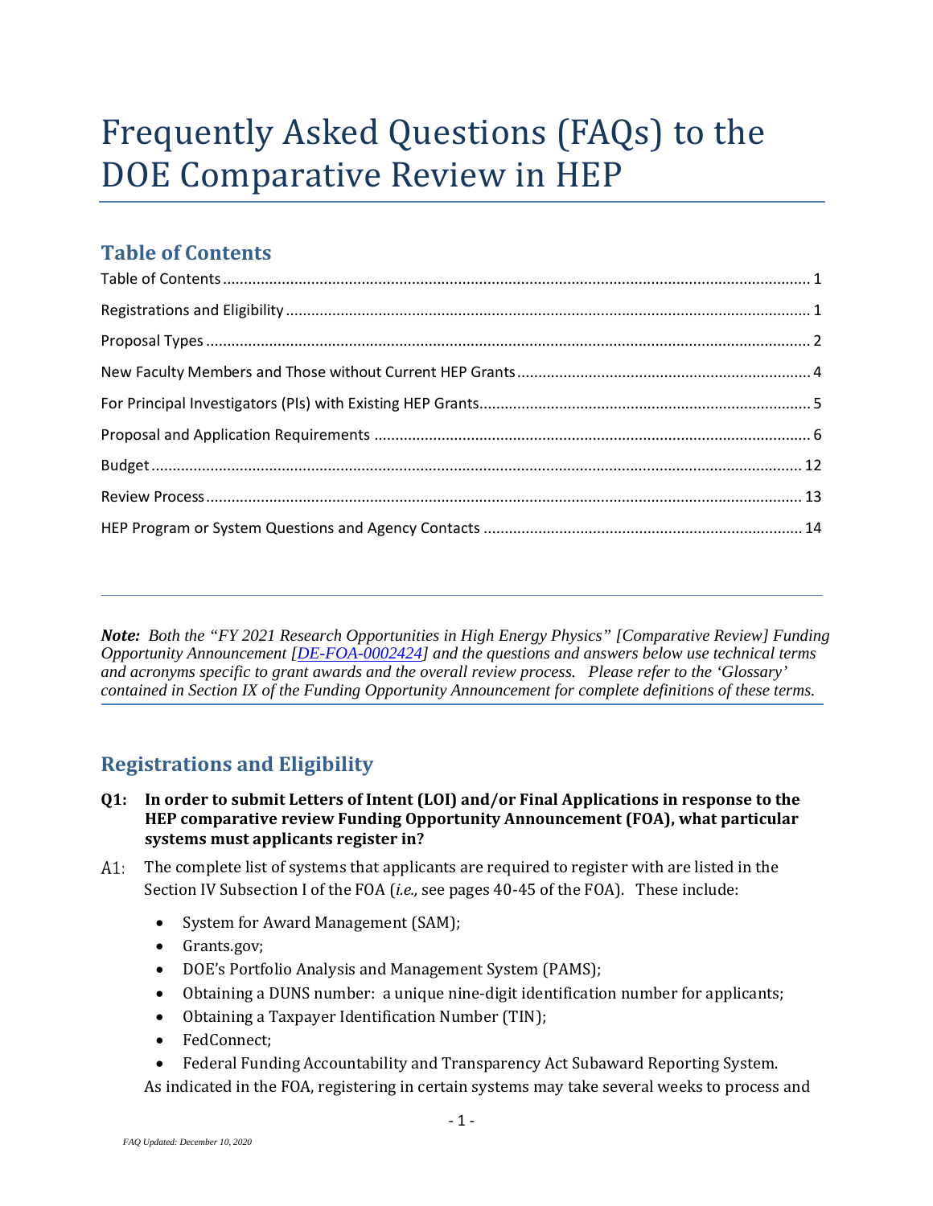# Frequently Asked Questions (FAQs) to the DOE Comparative Review in HEP

## Table of Contents

Table of Contents .......... 1
Registrations and Eligibility .......... 1
Proposal Types .......... 2
New Faculty Members and Those without Current HEP Grants .......... 4
For Principal Investigators (PIs) with Existing HEP Grants .......... 5
Proposal and Application Requirements .......... 6
Budget .......... 12
Review Process .......... 13
HEP Program or System Questions and Agency Contacts .......... 14

---

***Note:*** *Both the "FY 2021 Research Opportunities in High Energy Physics" [Comparative Review] Funding Opportunity Announcement [DE-FOA-0002424] and the questions and answers below use technical terms and acronyms specific to grant awards and the overall review process. Please refer to the 'Glossary' contained in Section IX of the Funding Opportunity Announcement for complete definitions of these terms.*

## Registrations and Eligibility

**Q1: In order to submit Letters of Intent (LOI) and/or Final Applications in response to the HEP comparative review Funding Opportunity Announcement (FOA), what particular systems must applicants register in?**

A1: The complete list of systems that applicants are required to register with are listed in the Section IV Subsection I of the FOA (*i.e.,* see pages 40-45 of the FOA). These include:

- System for Award Management (SAM);
- Grants.gov;
- DOE's Portfolio Analysis and Management System (PAMS);
- Obtaining a DUNS number: a unique nine-digit identification number for applicants;
- Obtaining a Taxpayer Identification Number (TIN);
- FedConnect;
- Federal Funding Accountability and Transparency Act Subaward Reporting System.

As indicated in the FOA, registering in certain systems may take several weeks to process and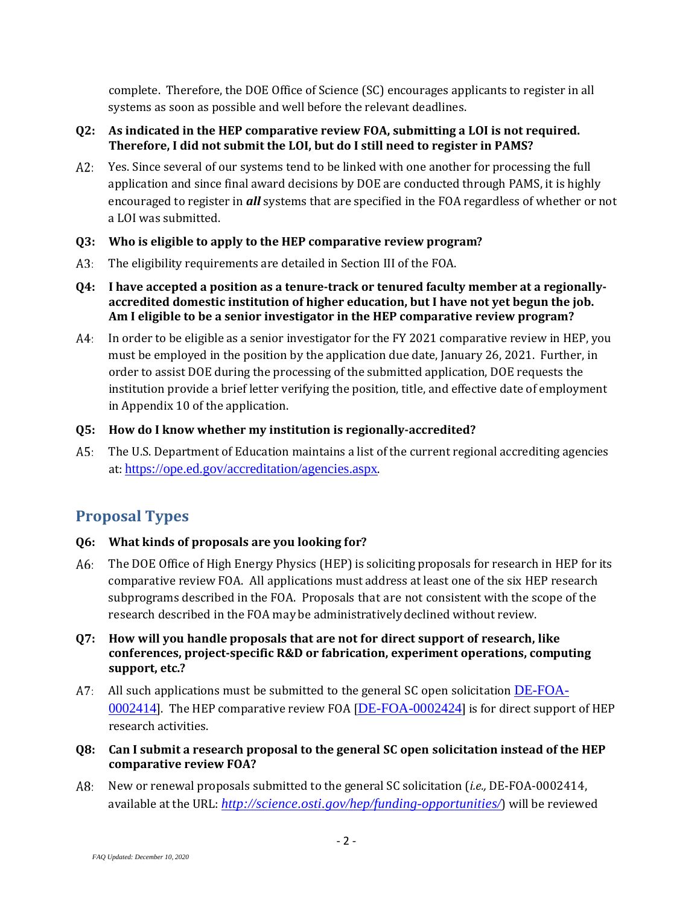complete. Therefore, the DOE Office of Science (SC) encourages applicants to register in all systems as soon as possible and well before the relevant deadlines.

**Q2: As indicated in the HEP comparative review FOA, submitting a LOI is not required. Therefore, I did not submit the LOI, but do I still need to register in PAMS?**

A2: Yes. Since several of our systems tend to be linked with one another for processing the full application and since final award decisions by DOE are conducted through PAMS, it is highly encouraged to register in ***all*** systems that are specified in the FOA regardless of whether or not a LOI was submitted.

**Q3: Who is eligible to apply to the HEP comparative review program?**

A3: The eligibility requirements are detailed in Section III of the FOA.

**Q4: I have accepted a position as a tenure-track or tenured faculty member at a regionally-accredited domestic institution of higher education, but I have not yet begun the job. Am I eligible to be a senior investigator in the HEP comparative review program?**

A4: In order to be eligible as a senior investigator for the FY 2021 comparative review in HEP, you must be employed in the position by the application due date, January 26, 2021. Further, in order to assist DOE during the processing of the submitted application, DOE requests the institution provide a brief letter verifying the position, title, and effective date of employment in Appendix 10 of the application.

**Q5: How do I know whether my institution is regionally-accredited?**

A5: The U.S. Department of Education maintains a list of the current regional accrediting agencies at: https://ope.ed.gov/accreditation/agencies.aspx.

## Proposal Types

**Q6: What kinds of proposals are you looking for?**

A6: The DOE Office of High Energy Physics (HEP) is soliciting proposals for research in HEP for its comparative review FOA. All applications must address at least one of the six HEP research subprograms described in the FOA. Proposals that are not consistent with the scope of the research described in the FOA may be administratively declined without review.

**Q7: How will you handle proposals that are not for direct support of research, like conferences, project-specific R&D or fabrication, experiment operations, computing support, etc.?**

A7: All such applications must be submitted to the general SC open solicitation [DE-FOA-0002414]. The HEP comparative review FOA [DE-FOA-0002424] is for direct support of HEP research activities.

**Q8: Can I submit a research proposal to the general SC open solicitation instead of the HEP comparative review FOA?**

A8: New or renewal proposals submitted to the general SC solicitation (*i.e.,* DE-FOA-0002414, available at the URL: *http://science.osti.gov/hep/funding-opportunities/*) will be reviewed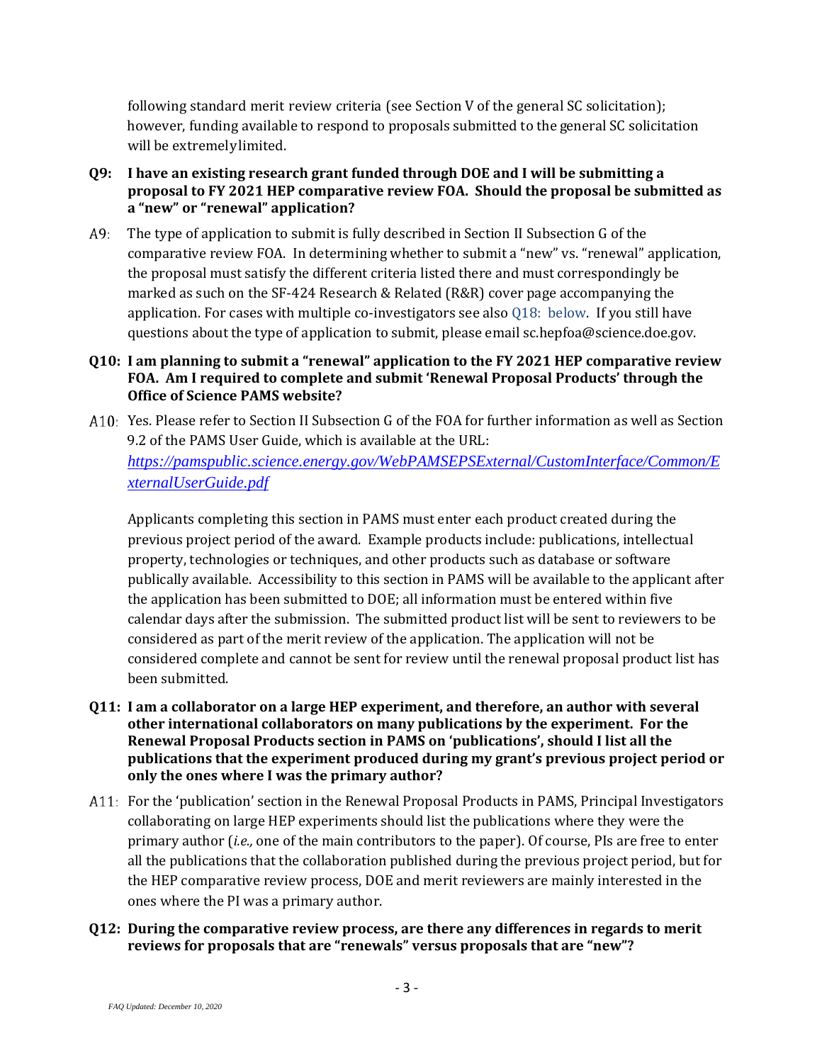following standard merit review criteria (see Section V of the general SC solicitation); however, funding available to respond to proposals submitted to the general SC solicitation will be extremely limited.

**Q9: I have an existing research grant funded through DOE and I will be submitting a proposal to FY 2021 HEP comparative review FOA. Should the proposal be submitted as a "new" or "renewal" application?**

A9: The type of application to submit is fully described in Section II Subsection G of the comparative review FOA. In determining whether to submit a "new" vs. "renewal" application, the proposal must satisfy the different criteria listed there and must correspondingly be marked as such on the SF-424 Research & Related (R&R) cover page accompanying the application. For cases with multiple co-investigators see also Q18: below. If you still have questions about the type of application to submit, please email sc.hepfoa@science.doe.gov.

**Q10: I am planning to submit a "renewal" application to the FY 2021 HEP comparative review FOA. Am I required to complete and submit 'Renewal Proposal Products' through the Office of Science PAMS website?**

A10: Yes. Please refer to Section II Subsection G of the FOA for further information as well as Section 9.2 of the PAMS User Guide, which is available at the URL: *https://pamspublic.science.energy.gov/WebPAMSEPSExternal/CustomInterface/Common/ExternalUserGuide.pdf*

Applicants completing this section in PAMS must enter each product created during the previous project period of the award. Example products include: publications, intellectual property, technologies or techniques, and other products such as database or software publically available. Accessibility to this section in PAMS will be available to the applicant after the application has been submitted to DOE; all information must be entered within five calendar days after the submission. The submitted product list will be sent to reviewers to be considered as part of the merit review of the application. The application will not be considered complete and cannot be sent for review until the renewal proposal product list has been submitted.

**Q11: I am a collaborator on a large HEP experiment, and therefore, an author with several other international collaborators on many publications by the experiment. For the Renewal Proposal Products section in PAMS on 'publications', should I list all the publications that the experiment produced during my grant's previous project period or only the ones where I was the primary author?**

A11: For the 'publication' section in the Renewal Proposal Products in PAMS, Principal Investigators collaborating on large HEP experiments should list the publications where they were the primary author (*i.e.,* one of the main contributors to the paper). Of course, PIs are free to enter all the publications that the collaboration published during the previous project period, but for the HEP comparative review process, DOE and merit reviewers are mainly interested in the ones where the PI was a primary author.

**Q12: During the comparative review process, are there any differences in regards to merit reviews for proposals that are "renewals" versus proposals that are "new"?**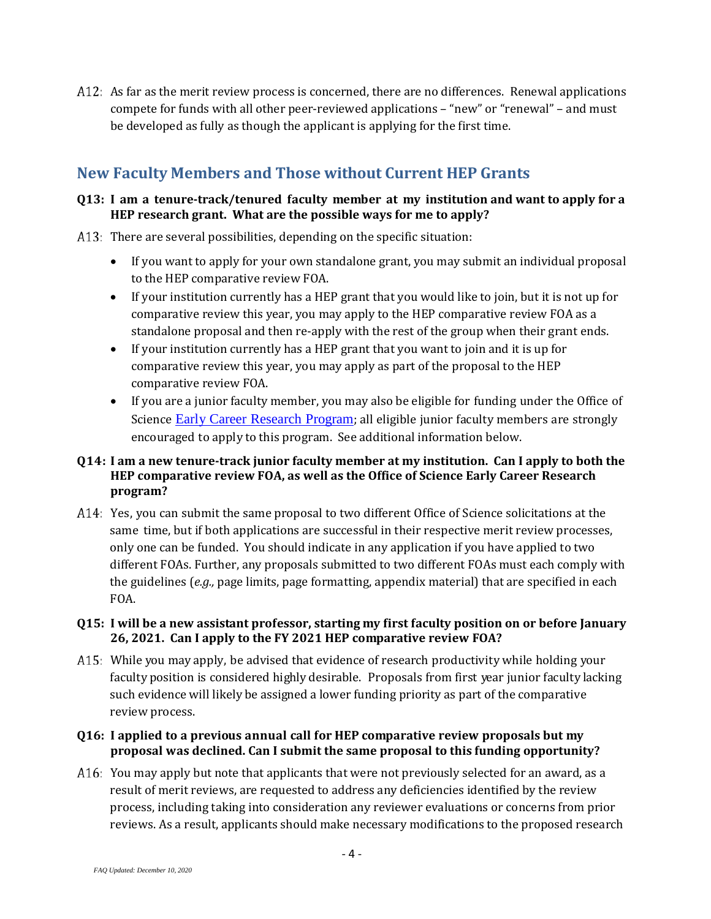A12: As far as the merit review process is concerned, there are no differences. Renewal applications compete for funds with all other peer-reviewed applications – "new" or "renewal" – and must be developed as fully as though the applicant is applying for the first time.

## New Faculty Members and Those without Current HEP Grants

**Q13: I am a tenure-track/tenured faculty member at my institution and want to apply for a HEP research grant. What are the possible ways for me to apply?**

A13: There are several possibilities, depending on the specific situation:

- If you want to apply for your own standalone grant, you may submit an individual proposal to the HEP comparative review FOA.
- If your institution currently has a HEP grant that you would like to join, but it is not up for comparative review this year, you may apply to the HEP comparative review FOA as a standalone proposal and then re-apply with the rest of the group when their grant ends.
- If your institution currently has a HEP grant that you want to join and it is up for comparative review this year, you may apply as part of the proposal to the HEP comparative review FOA.
- If you are a junior faculty member, you may also be eligible for funding under the Office of Science Early Career Research Program; all eligible junior faculty members are strongly encouraged to apply to this program. See additional information below.

**Q14: I am a new tenure-track junior faculty member at my institution. Can I apply to both the HEP comparative review FOA, as well as the Office of Science Early Career Research program?**

A14: Yes, you can submit the same proposal to two different Office of Science solicitations at the same time, but if both applications are successful in their respective merit review processes, only one can be funded. You should indicate in any application if you have applied to two different FOAs. Further, any proposals submitted to two different FOAs must each comply with the guidelines (*e.g.,* page limits, page formatting, appendix material) that are specified in each FOA.

**Q15: I will be a new assistant professor, starting my first faculty position on or before January 26, 2021. Can I apply to the FY 2021 HEP comparative review FOA?**

A15: While you may apply, be advised that evidence of research productivity while holding your faculty position is considered highly desirable. Proposals from first year junior faculty lacking such evidence will likely be assigned a lower funding priority as part of the comparative review process.

**Q16: I applied to a previous annual call for HEP comparative review proposals but my proposal was declined. Can I submit the same proposal to this funding opportunity?**

A16: You may apply but note that applicants that were not previously selected for an award, as a result of merit reviews, are requested to address any deficiencies identified by the review process, including taking into consideration any reviewer evaluations or concerns from prior reviews. As a result, applicants should make necessary modifications to the proposed research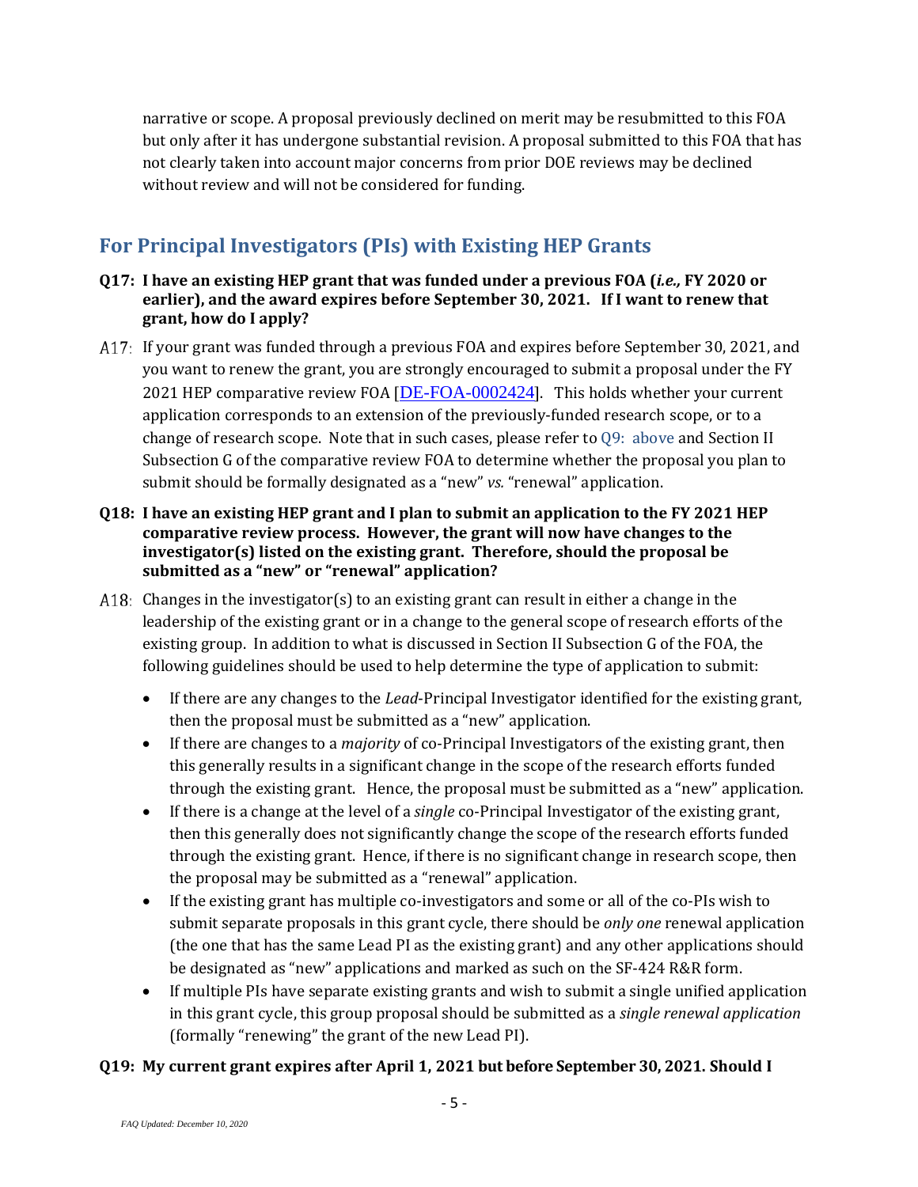narrative or scope. A proposal previously declined on merit may be resubmitted to this FOA but only after it has undergone substantial revision. A proposal submitted to this FOA that has not clearly taken into account major concerns from prior DOE reviews may be declined without review and will not be considered for funding.

## For Principal Investigators (PIs) with Existing HEP Grants

**Q17: I have an existing HEP grant that was funded under a previous FOA (*i.e.,* FY 2020 or earlier), and the award expires before September 30, 2021. If I want to renew that grant, how do I apply?**

A17: If your grant was funded through a previous FOA and expires before September 30, 2021, and you want to renew the grant, you are strongly encouraged to submit a proposal under the FY 2021 HEP comparative review FOA [DE-FOA-0002424]. This holds whether your current application corresponds to an extension of the previously-funded research scope, or to a change of research scope. Note that in such cases, please refer to Q9: above and Section II Subsection G of the comparative review FOA to determine whether the proposal you plan to submit should be formally designated as a "new" *vs.* "renewal" application.

**Q18: I have an existing HEP grant and I plan to submit an application to the FY 2021 HEP comparative review process. However, the grant will now have changes to the investigator(s) listed on the existing grant. Therefore, should the proposal be submitted as a "new" or "renewal" application?**

A18: Changes in the investigator(s) to an existing grant can result in either a change in the leadership of the existing grant or in a change to the general scope of research efforts of the existing group. In addition to what is discussed in Section II Subsection G of the FOA, the following guidelines should be used to help determine the type of application to submit:

- If there are any changes to the *Lead*-Principal Investigator identified for the existing grant, then the proposal must be submitted as a "new" application.
- If there are changes to a *majority* of co-Principal Investigators of the existing grant, then this generally results in a significant change in the scope of the research efforts funded through the existing grant. Hence, the proposal must be submitted as a "new" application.
- If there is a change at the level of a *single* co-Principal Investigator of the existing grant, then this generally does not significantly change the scope of the research efforts funded through the existing grant. Hence, if there is no significant change in research scope, then the proposal may be submitted as a "renewal" application.
- If the existing grant has multiple co-investigators and some or all of the co-PIs wish to submit separate proposals in this grant cycle, there should be *only one* renewal application (the one that has the same Lead PI as the existing grant) and any other applications should be designated as "new" applications and marked as such on the SF-424 R&R form.
- If multiple PIs have separate existing grants and wish to submit a single unified application in this grant cycle, this group proposal should be submitted as a *single renewal application* (formally "renewing" the grant of the new Lead PI).

**Q19: My current grant expires after April 1, 2021 but before September 30, 2021. Should I**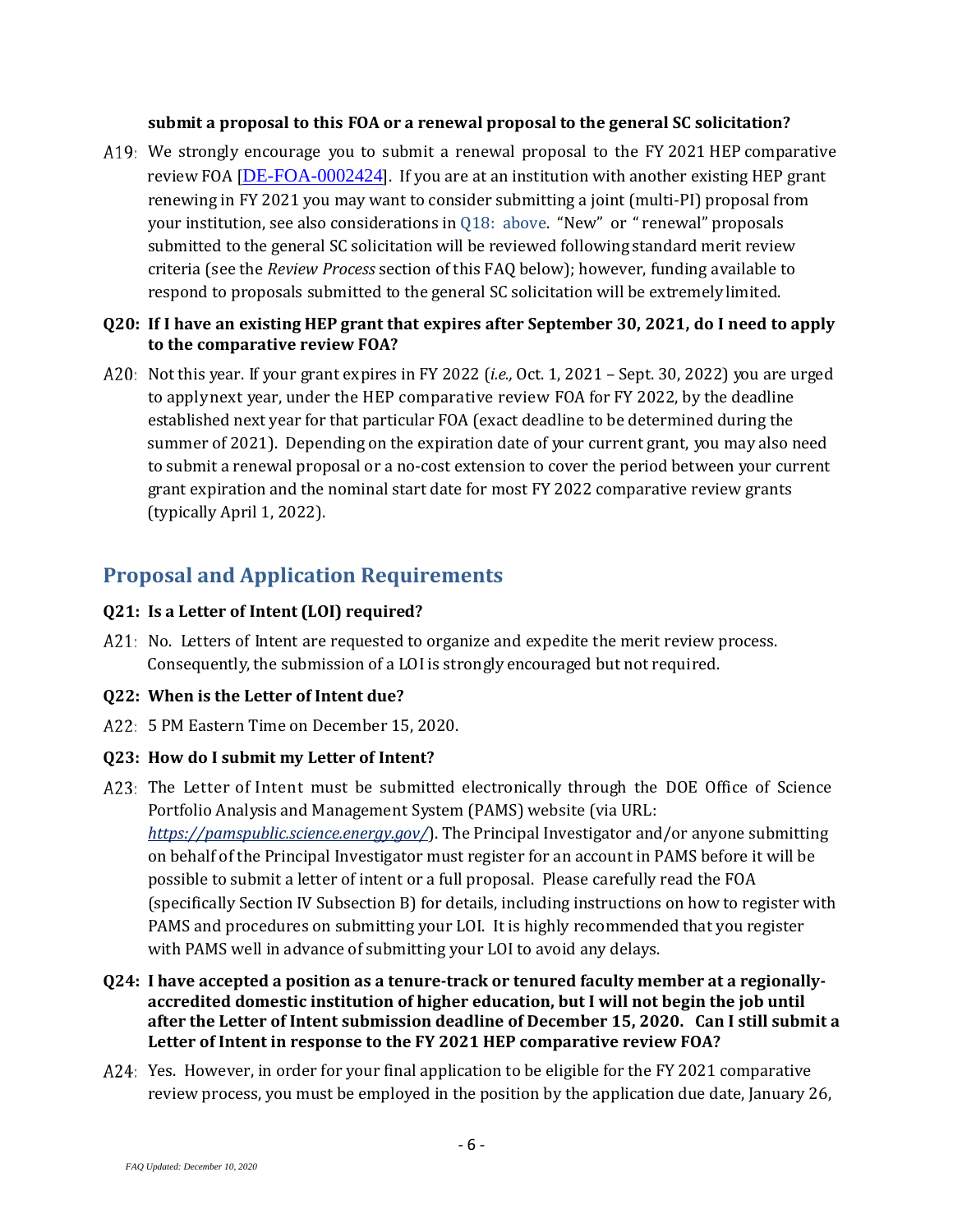**submit a proposal to this FOA or a renewal proposal to the general SC solicitation?**

A19: We strongly encourage you to submit a renewal proposal to the FY 2021 HEP comparative review FOA [DE-FOA-0002424]. If you are at an institution with another existing HEP grant renewing in FY 2021 you may want to consider submitting a joint (multi-PI) proposal from your institution, see also considerations in Q18: above. "New" or "renewal" proposals submitted to the general SC solicitation will be reviewed following standard merit review criteria (see the *Review Process* section of this FAQ below); however, funding available to respond to proposals submitted to the general SC solicitation will be extremely limited.

**Q20: If I have an existing HEP grant that expires after September 30, 2021, do I need to apply to the comparative review FOA?**

A20: Not this year. If your grant expires in FY 2022 (*i.e.,* Oct. 1, 2021 – Sept. 30, 2022) you are urged to apply next year, under the HEP comparative review FOA for FY 2022, by the deadline established next year for that particular FOA (exact deadline to be determined during the summer of 2021). Depending on the expiration date of your current grant, you may also need to submit a renewal proposal or a no-cost extension to cover the period between your current grant expiration and the nominal start date for most FY 2022 comparative review grants (typically April 1, 2022).

## Proposal and Application Requirements

**Q21: Is a Letter of Intent (LOI) required?**

A21: No. Letters of Intent are requested to organize and expedite the merit review process. Consequently, the submission of a LOI is strongly encouraged but not required.

**Q22: When is the Letter of Intent due?**

A22: 5 PM Eastern Time on December 15, 2020.

**Q23: How do I submit my Letter of Intent?**

A23: The Letter of Intent must be submitted electronically through the DOE Office of Science Portfolio Analysis and Management System (PAMS) website (via URL: *https://pamspublic.science.energy.gov/*). The Principal Investigator and/or anyone submitting on behalf of the Principal Investigator must register for an account in PAMS before it will be possible to submit a letter of intent or a full proposal. Please carefully read the FOA (specifically Section IV Subsection B) for details, including instructions on how to register with PAMS and procedures on submitting your LOI. It is highly recommended that you register with PAMS well in advance of submitting your LOI to avoid any delays.

**Q24: I have accepted a position as a tenure-track or tenured faculty member at a regionally-accredited domestic institution of higher education, but I will not begin the job until after the Letter of Intent submission deadline of December 15, 2020. Can I still submit a Letter of Intent in response to the FY 2021 HEP comparative review FOA?**

A24: Yes. However, in order for your final application to be eligible for the FY 2021 comparative review process, you must be employed in the position by the application due date, January 26,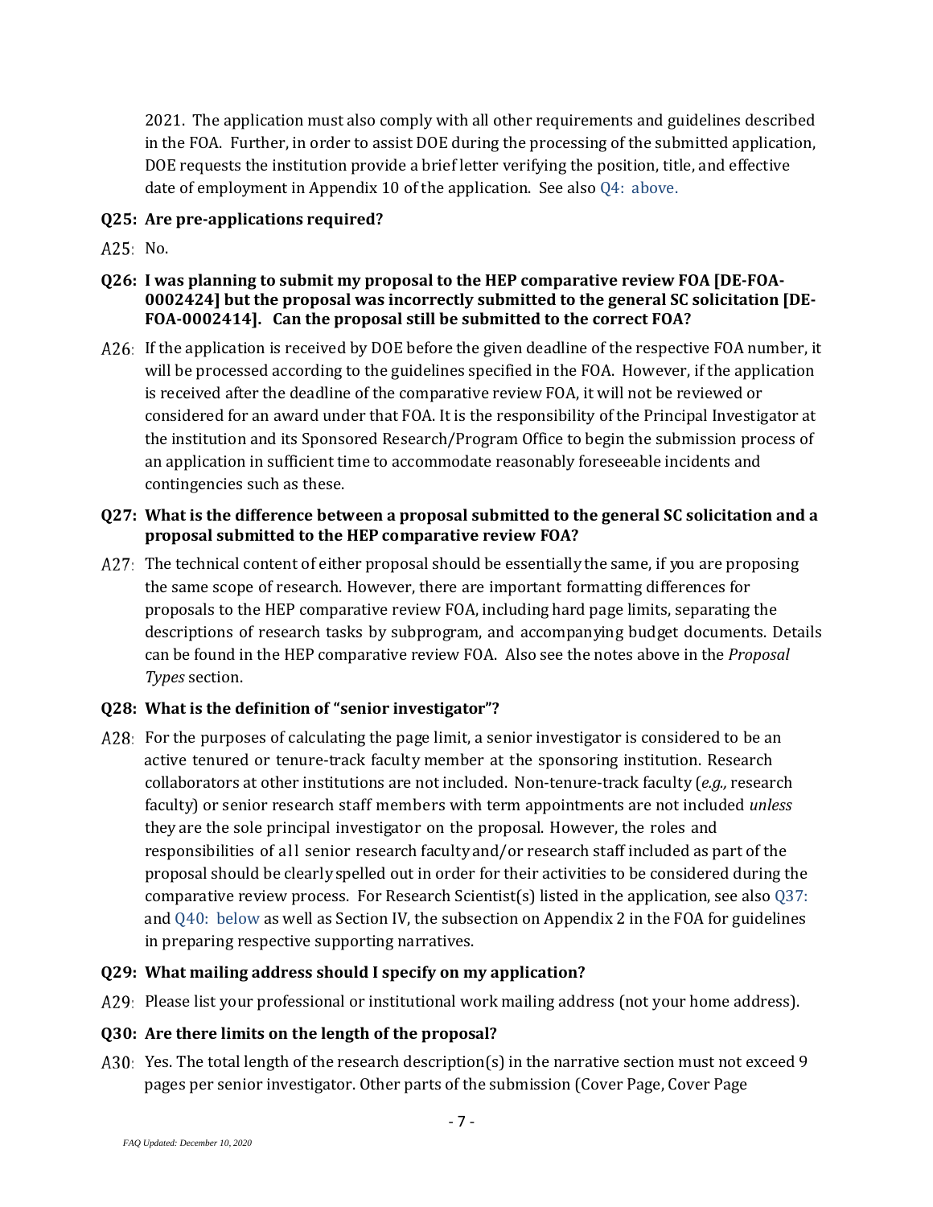2021. The application must also comply with all other requirements and guidelines described in the FOA. Further, in order to assist DOE during the processing of the submitted application, DOE requests the institution provide a brief letter verifying the position, title, and effective date of employment in Appendix 10 of the application. See also Q4: above.

**Q25: Are pre-applications required?**

A25: No.

**Q26: I was planning to submit my proposal to the HEP comparative review FOA [DE-FOA-0002424] but the proposal was incorrectly submitted to the general SC solicitation [DE-FOA-0002414]. Can the proposal still be submitted to the correct FOA?**

A26: If the application is received by DOE before the given deadline of the respective FOA number, it will be processed according to the guidelines specified in the FOA. However, if the application is received after the deadline of the comparative review FOA, it will not be reviewed or considered for an award under that FOA. It is the responsibility of the Principal Investigator at the institution and its Sponsored Research/Program Office to begin the submission process of an application in sufficient time to accommodate reasonably foreseeable incidents and contingencies such as these.

**Q27: What is the difference between a proposal submitted to the general SC solicitation and a proposal submitted to the HEP comparative review FOA?**

A27: The technical content of either proposal should be essentially the same, if you are proposing the same scope of research. However, there are important formatting differences for proposals to the HEP comparative review FOA, including hard page limits, separating the descriptions of research tasks by subprogram, and accompanying budget documents. Details can be found in the HEP comparative review FOA. Also see the notes above in the *Proposal Types* section.

**Q28: What is the definition of "senior investigator"?**

A28: For the purposes of calculating the page limit, a senior investigator is considered to be an active tenured or tenure-track faculty member at the sponsoring institution. Research collaborators at other institutions are not included. Non-tenure-track faculty (*e.g.,* research faculty) or senior research staff members with term appointments are not included *unless* they are the sole principal investigator on the proposal. However, the roles and responsibilities of all senior research faculty and/or research staff included as part of the proposal should be clearly spelled out in order for their activities to be considered during the comparative review process. For Research Scientist(s) listed in the application, see also Q37: and Q40: below as well as Section IV, the subsection on Appendix 2 in the FOA for guidelines in preparing respective supporting narratives.

**Q29: What mailing address should I specify on my application?**

A29: Please list your professional or institutional work mailing address (not your home address).

**Q30: Are there limits on the length of the proposal?**

A30: Yes. The total length of the research description(s) in the narrative section must not exceed 9 pages per senior investigator. Other parts of the submission (Cover Page, Cover Page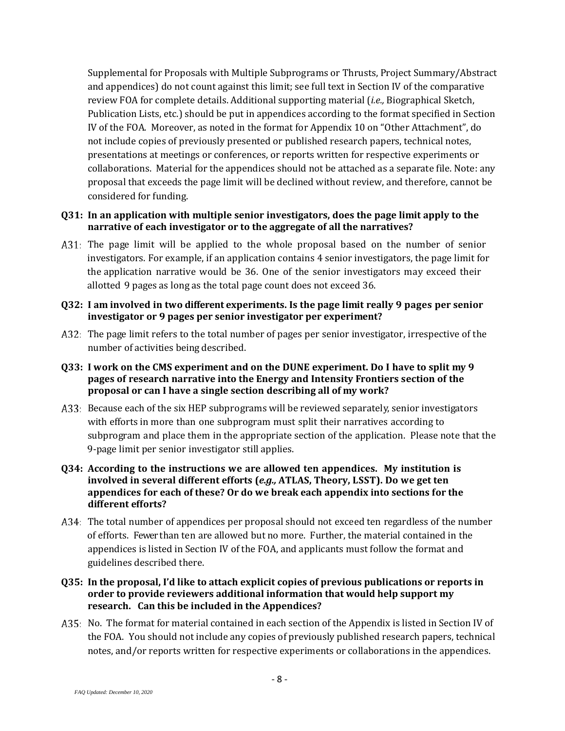Supplemental for Proposals with Multiple Subprograms or Thrusts, Project Summary/Abstract and appendices) do not count against this limit; see full text in Section IV of the comparative review FOA for complete details. Additional supporting material (*i.e.,* Biographical Sketch, Publication Lists, etc.) should be put in appendices according to the format specified in Section IV of the FOA. Moreover, as noted in the format for Appendix 10 on "Other Attachment", do not include copies of previously presented or published research papers, technical notes, presentations at meetings or conferences, or reports written for respective experiments or collaborations. Material for the appendices should not be attached as a separate file. Note: any proposal that exceeds the page limit will be declined without review, and therefore, cannot be considered for funding.

**Q31: In an application with multiple senior investigators, does the page limit apply to the narrative of each investigator or to the aggregate of all the narratives?**

A31: The page limit will be applied to the whole proposal based on the number of senior investigators. For example, if an application contains 4 senior investigators, the page limit for the application narrative would be 36. One of the senior investigators may exceed their allotted 9 pages as long as the total page count does not exceed 36.

**Q32: I am involved in two different experiments. Is the page limit really 9 pages per senior investigator or 9 pages per senior investigator per experiment?**

A32: The page limit refers to the total number of pages per senior investigator, irrespective of the number of activities being described.

**Q33: I work on the CMS experiment and on the DUNE experiment. Do I have to split my 9 pages of research narrative into the Energy and Intensity Frontiers section of the proposal or can I have a single section describing all of my work?**

A33: Because each of the six HEP subprograms will be reviewed separately, senior investigators with efforts in more than one subprogram must split their narratives according to subprogram and place them in the appropriate section of the application. Please note that the 9-page limit per senior investigator still applies.

**Q34: According to the instructions we are allowed ten appendices. My institution is involved in several different efforts (*e.g.,* ATLAS, Theory, LSST). Do we get ten appendices for each of these? Or do we break each appendix into sections for the different efforts?**

A34: The total number of appendices per proposal should not exceed ten regardless of the number of efforts. Fewer than ten are allowed but no more. Further, the material contained in the appendices is listed in Section IV of the FOA, and applicants must follow the format and guidelines described there.

**Q35: In the proposal, I'd like to attach explicit copies of previous publications or reports in order to provide reviewers additional information that would help support my research. Can this be included in the Appendices?**

A35: No. The format for material contained in each section of the Appendix is listed in Section IV of the FOA. You should not include any copies of previously published research papers, technical notes, and/or reports written for respective experiments or collaborations in the appendices.

*FAQ Updated: December 10, 2020*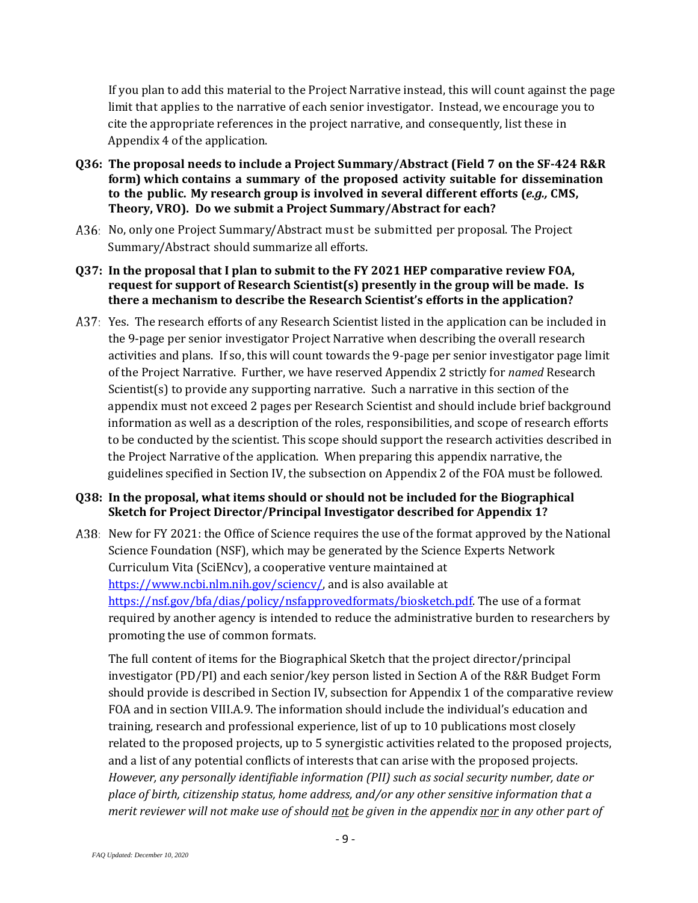If you plan to add this material to the Project Narrative instead, this will count against the page limit that applies to the narrative of each senior investigator. Instead, we encourage you to cite the appropriate references in the project narrative, and consequently, list these in Appendix 4 of the application.

**Q36: The proposal needs to include a Project Summary/Abstract (Field 7 on the SF-424 R&R form) which contains a summary of the proposed activity suitable for dissemination to the public. My research group is involved in several different efforts (*e.g.,* CMS, Theory, VRO). Do we submit a Project Summary/Abstract for each?**

A36: No, only one Project Summary/Abstract must be submitted per proposal. The Project Summary/Abstract should summarize all efforts.

**Q37: In the proposal that I plan to submit to the FY 2021 HEP comparative review FOA, request for support of Research Scientist(s) presently in the group will be made. Is there a mechanism to describe the Research Scientist's efforts in the application?**

A37: Yes. The research efforts of any Research Scientist listed in the application can be included in the 9-page per senior investigator Project Narrative when describing the overall research activities and plans. If so, this will count towards the 9-page per senior investigator page limit of the Project Narrative. Further, we have reserved Appendix 2 strictly for *named* Research Scientist(s) to provide any supporting narrative. Such a narrative in this section of the appendix must not exceed 2 pages per Research Scientist and should include brief background information as well as a description of the roles, responsibilities, and scope of research efforts to be conducted by the scientist. This scope should support the research activities described in the Project Narrative of the application. When preparing this appendix narrative, the guidelines specified in Section IV, the subsection on Appendix 2 of the FOA must be followed.

**Q38: In the proposal, what items should or should not be included for the Biographical Sketch for Project Director/Principal Investigator described for Appendix 1?**

A38: New for FY 2021: the Office of Science requires the use of the format approved by the National Science Foundation (NSF), which may be generated by the Science Experts Network Curriculum Vita (SciENcv), a cooperative venture maintained at https://www.ncbi.nlm.nih.gov/sciencv/, and is also available at https://nsf.gov/bfa/dias/policy/nsfapprovedformats/biosketch.pdf. The use of a format required by another agency is intended to reduce the administrative burden to researchers by promoting the use of common formats.

The full content of items for the Biographical Sketch that the project director/principal investigator (PD/PI) and each senior/key person listed in Section A of the R&R Budget Form should provide is described in Section IV, subsection for Appendix 1 of the comparative review FOA and in section VIII.A.9. The information should include the individual's education and training, research and professional experience, list of up to 10 publications most closely related to the proposed projects, up to 5 synergistic activities related to the proposed projects, and a list of any potential conflicts of interests that can arise with the proposed projects. *However, any personally identifiable information (PII) such as social security number, date or place of birth, citizenship status, home address, and/or any other sensitive information that a merit reviewer will not make use of should <u>not</u> be given in the appendix <u>nor</u> in any other part of*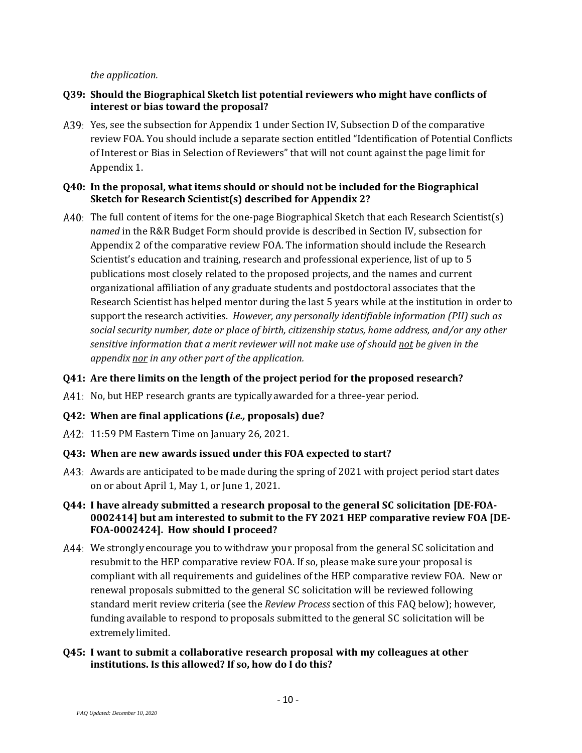*the application.*

**Q39: Should the Biographical Sketch list potential reviewers who might have conflicts of interest or bias toward the proposal?**

A39: Yes, see the subsection for Appendix 1 under Section IV, Subsection D of the comparative review FOA. You should include a separate section entitled "Identification of Potential Conflicts of Interest or Bias in Selection of Reviewers" that will not count against the page limit for Appendix 1.

**Q40: In the proposal, what items should or should not be included for the Biographical Sketch for Research Scientist(s) described for Appendix 2?**

A40: The full content of items for the one-page Biographical Sketch that each Research Scientist(s) *named* in the R&R Budget Form should provide is described in Section IV, subsection for Appendix 2 of the comparative review FOA. The information should include the Research Scientist's education and training, research and professional experience, list of up to 5 publications most closely related to the proposed projects, and the names and current organizational affiliation of any graduate students and postdoctoral associates that the Research Scientist has helped mentor during the last 5 years while at the institution in order to support the research activities. *However, any personally identifiable information (PII) such as social security number, date or place of birth, citizenship status, home address, and/or any other sensitive information that a merit reviewer will not make use of should <u>not</u> be given in the appendix <u>nor</u> in any other part of the application.*

**Q41: Are there limits on the length of the project period for the proposed research?**

A41: No, but HEP research grants are typically awarded for a three-year period.

**Q42: When are final applications (*i.e.,* proposals) due?**

A42: 11:59 PM Eastern Time on January 26, 2021.

**Q43: When are new awards issued under this FOA expected to start?**

A43: Awards are anticipated to be made during the spring of 2021 with project period start dates on or about April 1, May 1, or June 1, 2021.

**Q44: I have already submitted a research proposal to the general SC solicitation [DE-FOA-0002414] but am interested to submit to the FY 2021 HEP comparative review FOA [DE-FOA-0002424]. How should I proceed?**

A44: We strongly encourage you to withdraw your proposal from the general SC solicitation and resubmit to the HEP comparative review FOA. If so, please make sure your proposal is compliant with all requirements and guidelines of the HEP comparative review FOA. New or renewal proposals submitted to the general SC solicitation will be reviewed following standard merit review criteria (see the *Review Process* section of this FAQ below); however, funding available to respond to proposals submitted to the general SC solicitation will be extremely limited.

**Q45: I want to submit a collaborative research proposal with my colleagues at other institutions. Is this allowed? If so, how do I do this?**

*FAQ Updated: December 10, 2020*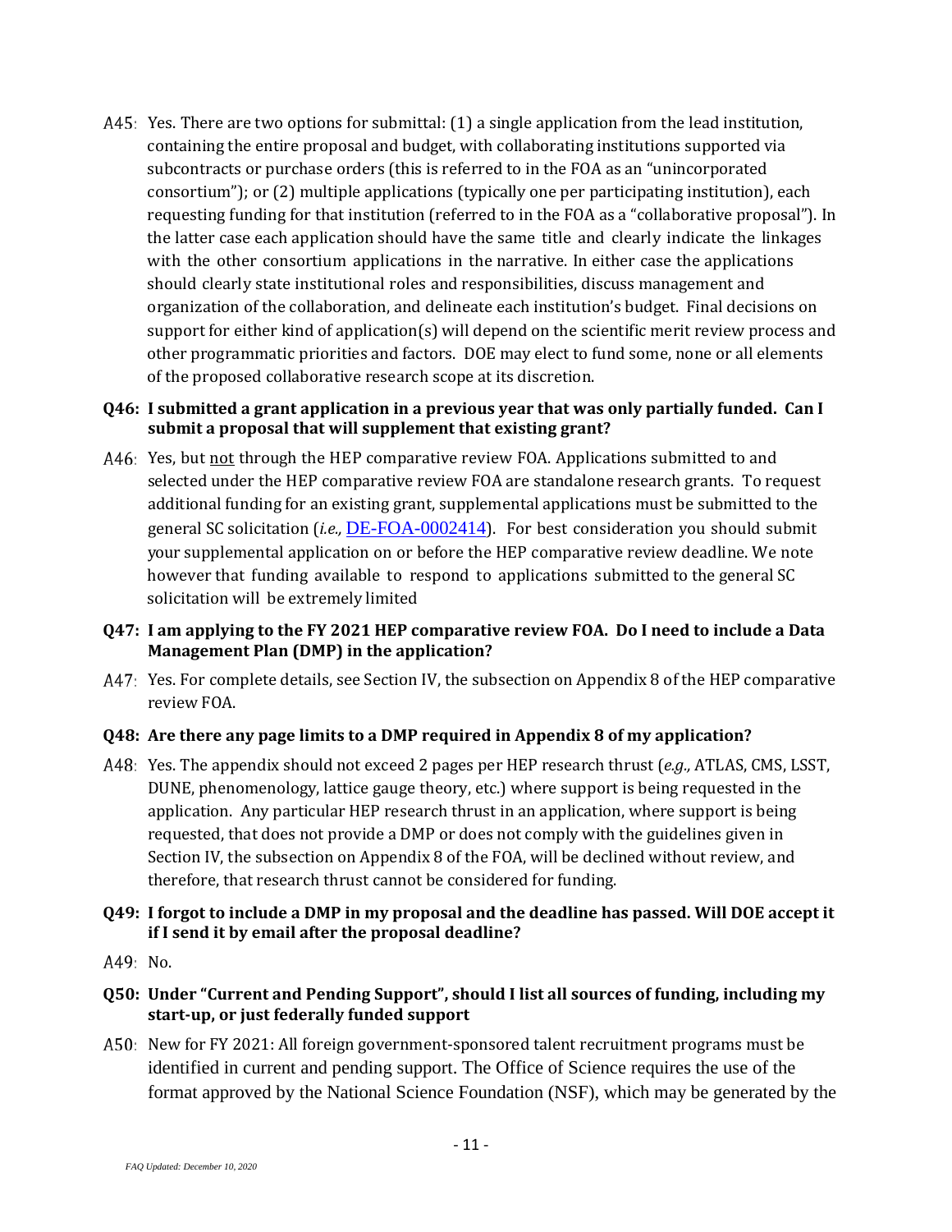A45: Yes. There are two options for submittal: (1) a single application from the lead institution, containing the entire proposal and budget, with collaborating institutions supported via subcontracts or purchase orders (this is referred to in the FOA as an "unincorporated consortium"); or (2) multiple applications (typically one per participating institution), each requesting funding for that institution (referred to in the FOA as a "collaborative proposal"). In the latter case each application should have the same title and clearly indicate the linkages with the other consortium applications in the narrative. In either case the applications should clearly state institutional roles and responsibilities, discuss management and organization of the collaboration, and delineate each institution's budget. Final decisions on support for either kind of application(s) will depend on the scientific merit review process and other programmatic priorities and factors. DOE may elect to fund some, none or all elements of the proposed collaborative research scope at its discretion.

**Q46: I submitted a grant application in a previous year that was only partially funded. Can I submit a proposal that will supplement that existing grant?**

A46: Yes, but not through the HEP comparative review FOA. Applications submitted to and selected under the HEP comparative review FOA are standalone research grants. To request additional funding for an existing grant, supplemental applications must be submitted to the general SC solicitation (*i.e.,* DE-FOA-0002414). For best consideration you should submit your supplemental application on or before the HEP comparative review deadline. We note however that funding available to respond to applications submitted to the general SC solicitation will be extremely limited

**Q47: I am applying to the FY 2021 HEP comparative review FOA. Do I need to include a Data Management Plan (DMP) in the application?**

A47: Yes. For complete details, see Section IV, the subsection on Appendix 8 of the HEP comparative review FOA.

**Q48: Are there any page limits to a DMP required in Appendix 8 of my application?**

A48: Yes. The appendix should not exceed 2 pages per HEP research thrust (*e.g.,* ATLAS, CMS, LSST, DUNE, phenomenology, lattice gauge theory, etc.) where support is being requested in the application. Any particular HEP research thrust in an application, where support is being requested, that does not provide a DMP or does not comply with the guidelines given in Section IV, the subsection on Appendix 8 of the FOA, will be declined without review, and therefore, that research thrust cannot be considered for funding.

**Q49: I forgot to include a DMP in my proposal and the deadline has passed. Will DOE accept it if I send it by email after the proposal deadline?**

A49: No.

**Q50: Under "Current and Pending Support", should I list all sources of funding, including my start-up, or just federally funded support**

A50: New for FY 2021: All foreign government-sponsored talent recruitment programs must be identified in current and pending support. The Office of Science requires the use of the format approved by the National Science Foundation (NSF), which may be generated by the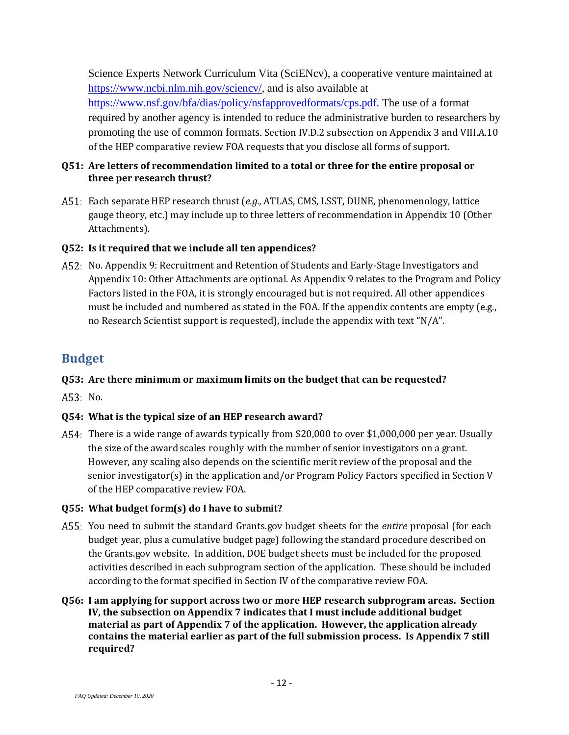Science Experts Network Curriculum Vita (SciENcv), a cooperative venture maintained at https://www.ncbi.nlm.nih.gov/sciencv/, and is also available at https://www.nsf.gov/bfa/dias/policy/nsfapprovedformats/cps.pdf. The use of a format required by another agency is intended to reduce the administrative burden to researchers by promoting the use of common formats. Section IV.D.2 subsection on Appendix 3 and VIII.A.10 of the HEP comparative review FOA requests that you disclose all forms of support.

**Q51: Are letters of recommendation limited to a total or three for the entire proposal or three per research thrust?**

A51: Each separate HEP research thrust (*e.g.,* ATLAS, CMS, LSST, DUNE, phenomenology, lattice gauge theory, etc.) may include up to three letters of recommendation in Appendix 10 (Other Attachments).

**Q52: Is it required that we include all ten appendices?**

A52: No. Appendix 9: Recruitment and Retention of Students and Early-Stage Investigators and Appendix 10: Other Attachments are optional. As Appendix 9 relates to the Program and Policy Factors listed in the FOA, it is strongly encouraged but is not required. All other appendices must be included and numbered as stated in the FOA. If the appendix contents are empty (e.g., no Research Scientist support is requested), include the appendix with text "N/A".

## Budget

**Q53: Are there minimum or maximum limits on the budget that can be requested?**

A53: No.

**Q54: What is the typical size of an HEP research award?**

A54: There is a wide range of awards typically from $20,000 to over $1,000,000 per year. Usually the size of the award scales roughly with the number of senior investigators on a grant. However, any scaling also depends on the scientific merit review of the proposal and the senior investigator(s) in the application and/or Program Policy Factors specified in Section V of the HEP comparative review FOA.

**Q55: What budget form(s) do I have to submit?**

A55: You need to submit the standard Grants.gov budget sheets for the *entire* proposal (for each budget year, plus a cumulative budget page) following the standard procedure described on the Grants.gov website. In addition, DOE budget sheets must be included for the proposed activities described in each subprogram section of the application. These should be included according to the format specified in Section IV of the comparative review FOA.

**Q56: I am applying for support across two or more HEP research subprogram areas. Section IV, the subsection on Appendix 7 indicates that I must include additional budget material as part of Appendix 7 of the application. However, the application already contains the material earlier as part of the full submission process. Is Appendix 7 still required?**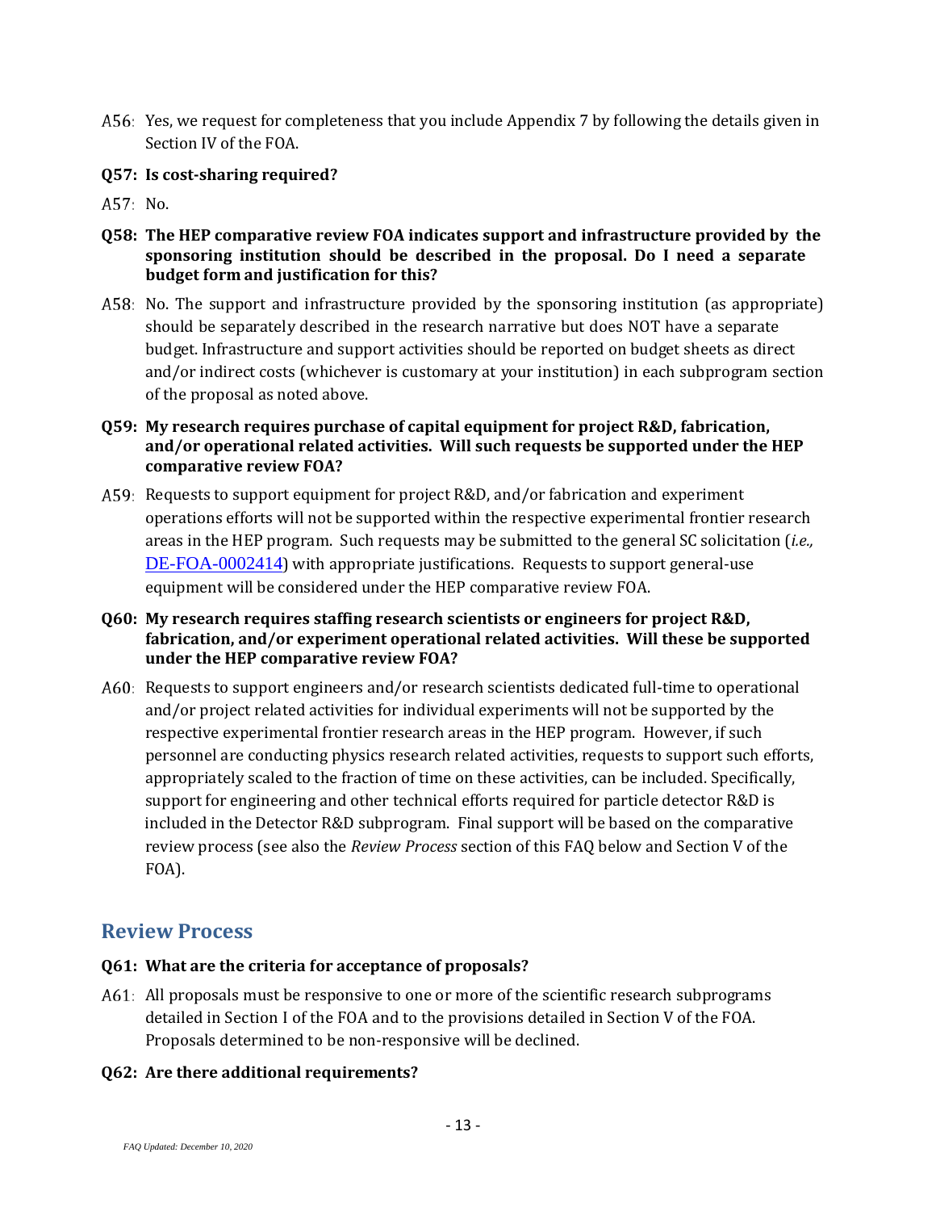A56: Yes, we request for completeness that you include Appendix 7 by following the details given in Section IV of the FOA.

**Q57: Is cost-sharing required?**

A57: No.

**Q58: The HEP comparative review FOA indicates support and infrastructure provided by the sponsoring institution should be described in the proposal. Do I need a separate budget form and justification for this?**

A58: No. The support and infrastructure provided by the sponsoring institution (as appropriate) should be separately described in the research narrative but does NOT have a separate budget. Infrastructure and support activities should be reported on budget sheets as direct and/or indirect costs (whichever is customary at your institution) in each subprogram section of the proposal as noted above.

**Q59: My research requires purchase of capital equipment for project R&D, fabrication, and/or operational related activities. Will such requests be supported under the HEP comparative review FOA?**

A59: Requests to support equipment for project R&D, and/or fabrication and experiment operations efforts will not be supported within the respective experimental frontier research areas in the HEP program. Such requests may be submitted to the general SC solicitation (*i.e.,* DE-FOA-0002414) with appropriate justifications. Requests to support general-use equipment will be considered under the HEP comparative review FOA.

**Q60: My research requires staffing research scientists or engineers for project R&D, fabrication, and/or experiment operational related activities. Will these be supported under the HEP comparative review FOA?**

A60: Requests to support engineers and/or research scientists dedicated full-time to operational and/or project related activities for individual experiments will not be supported by the respective experimental frontier research areas in the HEP program. However, if such personnel are conducting physics research related activities, requests to support such efforts, appropriately scaled to the fraction of time on these activities, can be included. Specifically, support for engineering and other technical efforts required for particle detector R&D is included in the Detector R&D subprogram. Final support will be based on the comparative review process (see also the *Review Process* section of this FAQ below and Section V of the FOA).

## Review Process

**Q61: What are the criteria for acceptance of proposals?**

A61: All proposals must be responsive to one or more of the scientific research subprograms detailed in Section I of the FOA and to the provisions detailed in Section V of the FOA. Proposals determined to be non-responsive will be declined.

**Q62: Are there additional requirements?**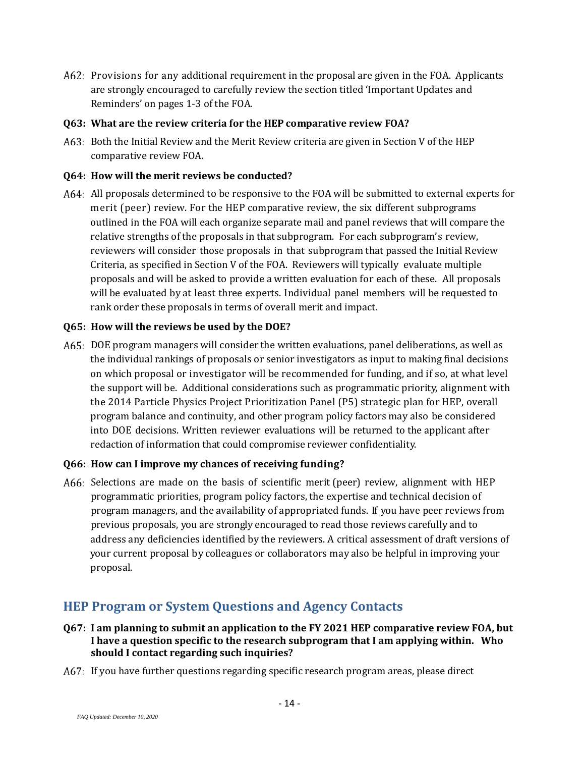A62: Provisions for any additional requirement in the proposal are given in the FOA. Applicants are strongly encouraged to carefully review the section titled 'Important Updates and Reminders' on pages 1-3 of the FOA.

**Q63: What are the review criteria for the HEP comparative review FOA?**

A63: Both the Initial Review and the Merit Review criteria are given in Section V of the HEP comparative review FOA.

**Q64: How will the merit reviews be conducted?**

A64: All proposals determined to be responsive to the FOA will be submitted to external experts for merit (peer) review. For the HEP comparative review, the six different subprograms outlined in the FOA will each organize separate mail and panel reviews that will compare the relative strengths of the proposals in that subprogram. For each subprogram's review, reviewers will consider those proposals in that subprogram that passed the Initial Review Criteria, as specified in Section V of the FOA. Reviewers will typically evaluate multiple proposals and will be asked to provide a written evaluation for each of these. All proposals will be evaluated by at least three experts. Individual panel members will be requested to rank order these proposals in terms of overall merit and impact.

**Q65: How will the reviews be used by the DOE?**

A65: DOE program managers will consider the written evaluations, panel deliberations, as well as the individual rankings of proposals or senior investigators as input to making final decisions on which proposal or investigator will be recommended for funding, and if so, at what level the support will be. Additional considerations such as programmatic priority, alignment with the 2014 Particle Physics Project Prioritization Panel (P5) strategic plan for HEP, overall program balance and continuity, and other program policy factors may also be considered into DOE decisions. Written reviewer evaluations will be returned to the applicant after redaction of information that could compromise reviewer confidentiality.

**Q66: How can I improve my chances of receiving funding?**

A66: Selections are made on the basis of scientific merit (peer) review, alignment with HEP programmatic priorities, program policy factors, the expertise and technical decision of program managers, and the availability of appropriated funds. If you have peer reviews from previous proposals, you are strongly encouraged to read those reviews carefully and to address any deficiencies identified by the reviewers. A critical assessment of draft versions of your current proposal by colleagues or collaborators may also be helpful in improving your proposal.

## HEP Program or System Questions and Agency Contacts

**Q67: I am planning to submit an application to the FY 2021 HEP comparative review FOA, but I have a question specific to the research subprogram that I am applying within. Who should I contact regarding such inquiries?**

A67: If you have further questions regarding specific research program areas, please direct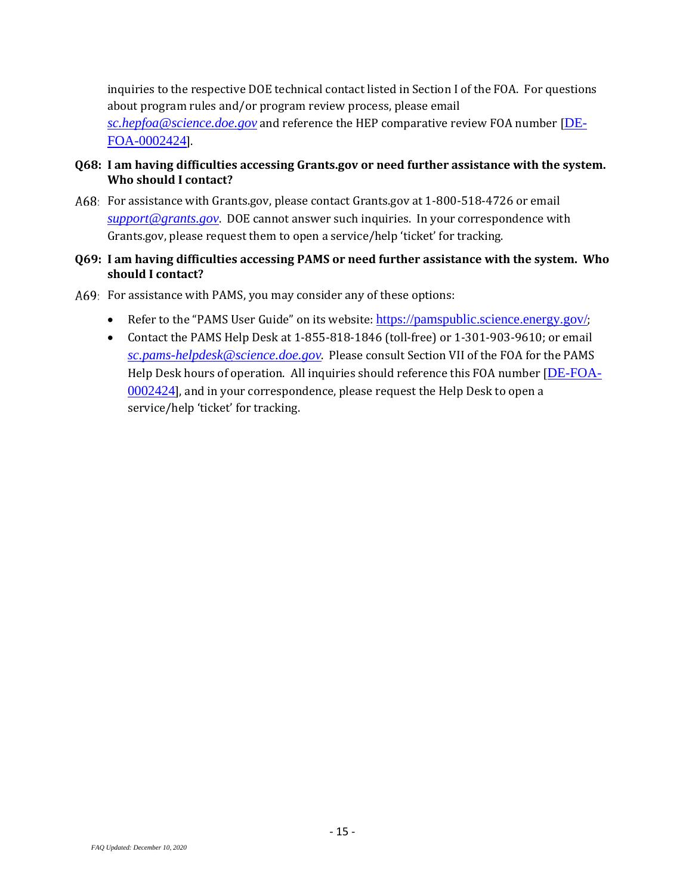inquiries to the respective DOE technical contact listed in Section I of the FOA. For questions about program rules and/or program review process, please email *sc.hepfoa@science.doe.gov* and reference the HEP comparative review FOA number [DE-FOA-0002424].

**Q68: I am having difficulties accessing Grants.gov or need further assistance with the system. Who should I contact?**

A68: For assistance with Grants.gov, please contact Grants.gov at 1-800-518-4726 or email *support@grants.gov*. DOE cannot answer such inquiries. In your correspondence with Grants.gov, please request them to open a service/help 'ticket' for tracking.

**Q69: I am having difficulties accessing PAMS or need further assistance with the system. Who should I contact?**

A69: For assistance with PAMS, you may consider any of these options:

- Refer to the "PAMS User Guide" on its website: https://pamspublic.science.energy.gov/;
- Contact the PAMS Help Desk at 1-855-818-1846 (toll-free) or 1-301-903-9610; or email *sc.pams-helpdesk@science.doe.gov*. Please consult Section VII of the FOA for the PAMS Help Desk hours of operation. All inquiries should reference this FOA number [DE-FOA-0002424], and in your correspondence, please request the Help Desk to open a service/help 'ticket' for tracking.

*FAQ Updated: December 10, 2020*